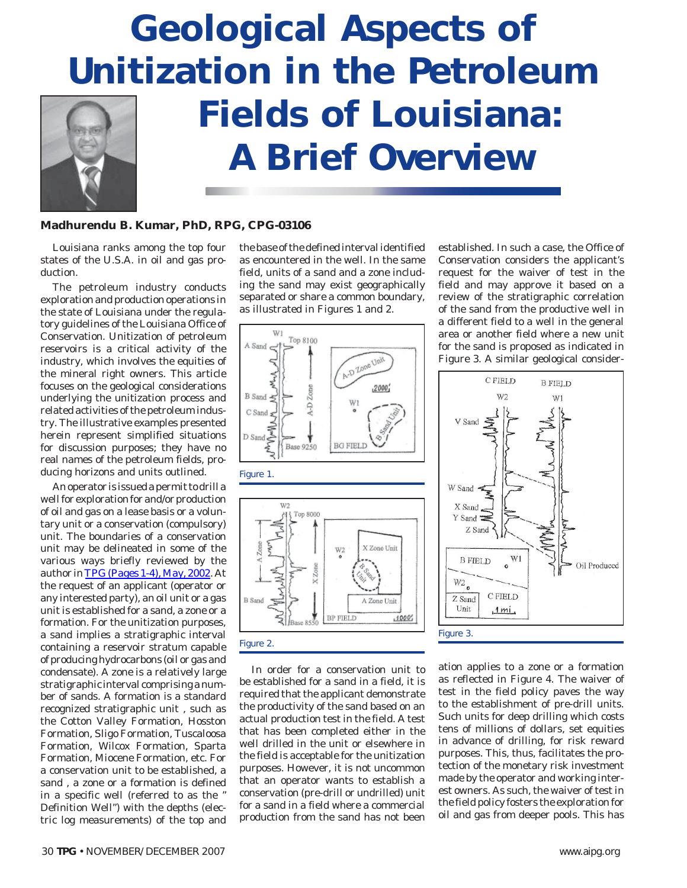# Geological Aspects of Unitization in the Petroleum Fields of Louisiana: A Brief Overview

**Madhurendu B. Kumar, PhD, RPG, CPG-03106**

Louisiana ranks among the top four states of the U.S.A. in oil and gas production.

The petroleum industry conducts exploration and production operations in the state of Louisiana under the regulatory guidelines of the Louisiana Office of Conservation. Unitization of petroleum reservoirs is a critical activity of the industry, which involves the equities of the mineral right owners. This article focuses on the geological considerations underlying the unitization process and related activities of the petroleum industry. The illustrative examples presented herein represent simplified situations for discussion purposes; they have no real names of the petroleum fields, producing horizons and units outlined.

An operator is issued a permit to drill a well for exploration for and/or production of oil and gas on a lease basis or a voluntary unit or a conservation (compulsory) unit. The boundaries of a conservation unit may be delineated in some of the various ways briefly reviewed by the author in TPG (Pages 1-4), May, 2002. At the request of an applicant (operator or any interested party), an oil unit or a gas unit is established for a sand, a zone or a formation. For the unitization purposes, a sand implies a stratigraphic interval containing a reservoir stratum capable of producing hydrocarbons (oil or gas and condensate). A zone is a relatively large stratigraphic interval comprising a number of sands. A formation is a standard recognized stratigraphic unit , such as the Cotton Valley Formation, Hosston Formation, Sligo Formation, Tuscaloosa Formation, Wilcox Formation, Sparta Formation, Miocene Formation, etc. For a conservation unit to be established, a sand , a zone or a formation is defined in a specific well (referred to as the " Definition Well") with the depths (electric log measurements) of the top and the base of the defined interval identified as encountered in the well. In the same field, units of a sand and a zone including the sand may exist geographically separated or share a common boundary, as illustrated in Figures 1 and 2.

Figure 1.

Figure 2.

In order for a conservation unit to be established for a sand in a field, it is required that the applicant demonstrate the productivity of the sand based on an actual production test in the field. A test that has been completed either in the well drilled in the unit or elsewhere in the field is acceptable for the unitization purposes. However, it is not uncommon that an operator wants to establish a conservation (pre-drill or undrilled) unit for a sand in a field where a commercial production from the sand has not been established. In such a case, the Office of Conservation considers the applicant's request for the waiver of test in the field and may approve it based on a review of the stratigraphic correlation of the sand from the productive well in a different field to a well in the general area or another field where a new unit for the sand is proposed as indicated in Figure 3. A similar geological consideration applies to a zone or a formation as reflected in Figure 4. The waiver of test in the field policy paves the way to the establishment of pre-drill units. Such units for deep drilling which costs tens of millions of dollars, set equities in advance of drilling, for risk reward purposes. This, thus, facilitates the protection of the monetary risk investment made by the operator and working interest owners. As such, the waiver of test in the field policy fosters the exploration for oil and gas from deeper pools. This has

Figure 3.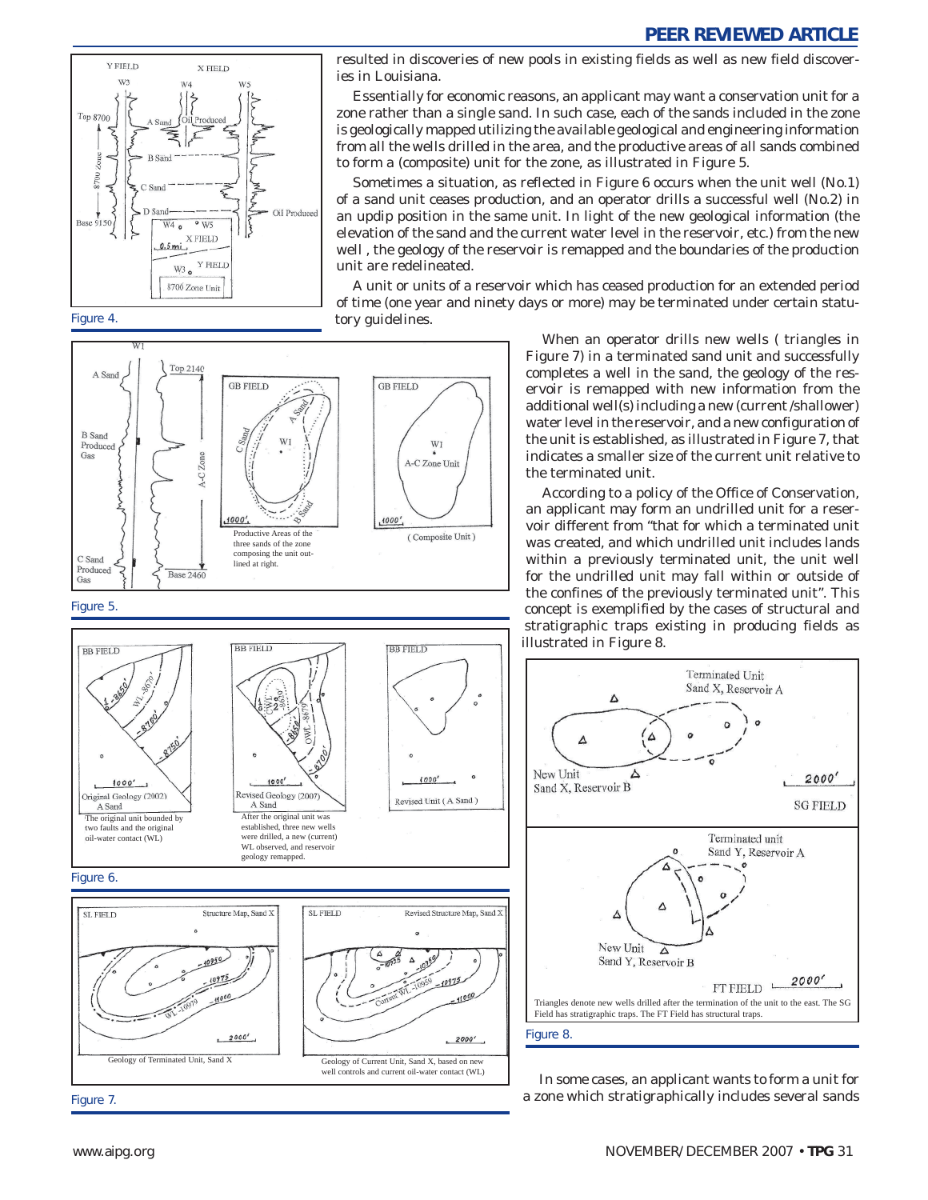resulted in discoveries of new pools in existing fields as well as new field discoveries in Louisiana.

Essentially for economic reasons, an applicant may want a conservation unit for a zone rather than a single sand. In such case, each of the sands included in the zone is geologically mapped utilizing the available geological and engineering information from all the wells drilled in the area, and the productive areas of all sands combined to form a (composite) unit for the zone, as illustrated in Figure 5.

Sometimes a situation, as reflected in Figure 6 occurs when the unit well (No.1) of a sand unit ceases production, and an operator drills a successful well (No.2) in an updip position in the same unit. In light of the new geological information (the elevation of the sand and the current water level in the reservoir, etc.) from the new well , the geology of the reservoir is remapped and the boundaries of the production unit are redelineated.

A unit or units of a reservoir which has ceased production for an extended period of time (one year and ninety days or more) may be terminated under certain statutory guidelines.

Figure 4.

Figure 5.

Figure 6.

Figure 7.

When an operator drills new wells ( triangles in Figure 7) in a terminated sand unit and successfully completes a well in the sand, the geology of the reservoir is remapped with new information from the additional well(s) including a new (current/shallower) water level in the reservoir, and a new configuration of the unit is established, as illustrated in Figure 7, that indicates a smaller size of the current unit relative to the terminated unit.

According to a policy of the Office of Conservation, an applicant may form an undrilled unit for a reservoir different from "that for which a terminated unit was created, and which undrilled unit includes lands within a previously terminated unit, the unit well for the undrilled unit may fall within or outside of the confines of the previously terminated unit". This concept is exemplified by the cases of structural and stratigraphic traps existing in producing fields as illustrated in Figure 8.

Triangles denote new wells drilled after the termination of the unit to the east. The SG Field has stratigraphic traps. The FT Field has structural traps.

Figure 8.

In some cases, an applicant wants to form a unit for a zone which stratigraphically includes several sands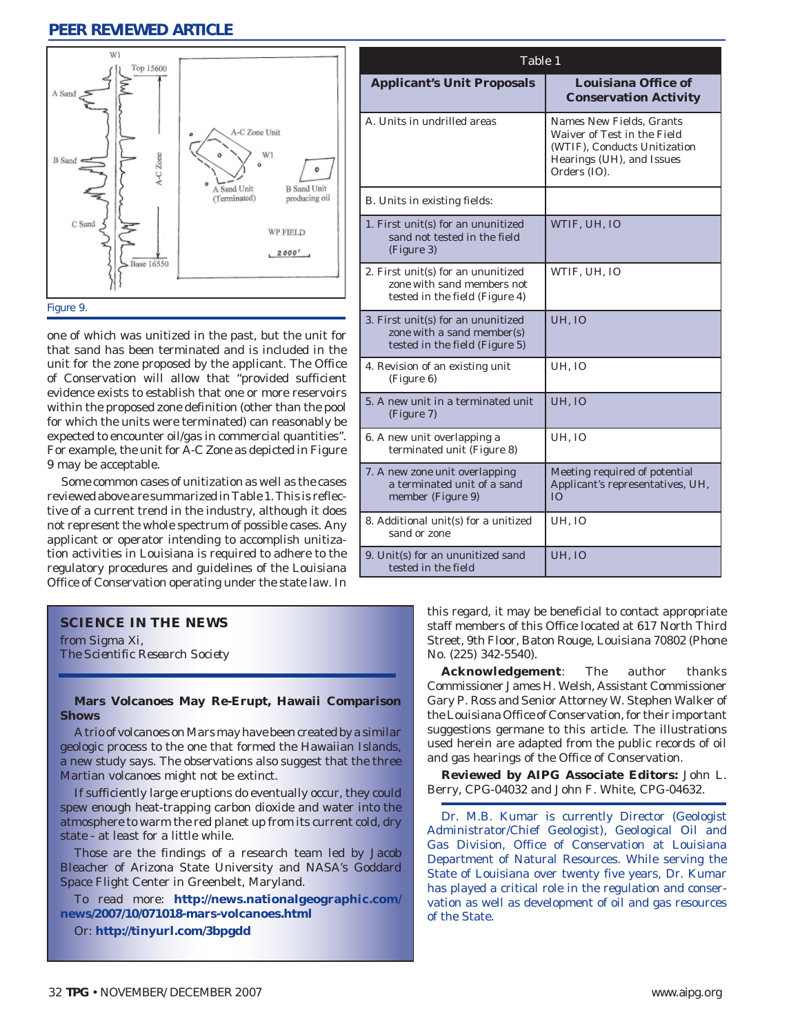Figure 9.

one of which was unitized in the past, but the unit for that sand has been terminated and is included in the unit for the zone proposed by the applicant. The Office of Conservation will allow that "provided sufficient evidence exists to establish that one or more reservoirs within the proposed zone definition (other than the pool for which the units were terminated) can reasonably be expected to encounter oil/gas in commercial quantities". For example, the unit for A-C Zone as depicted in Figure 9 may be acceptable.

Some common cases of unitization as well as the cases reviewed above are summarized in Table 1. This is reflective of a current trend in the industry, although it does not represent the whole spectrum of possible cases. Any applicant or operator intending to accomplish unitization activities in Louisiana is required to adhere to the regulatory procedures and guidelines of the Louisiana Office of Conservation operating under the state law. In this regard, it may be beneficial to contact appropriate staff members of this Office located at 617 North Third Street, 9th Floor, Baton Rouge, Louisiana 70802 (Phone No. (225) 342-5540).

**Acknowledgement**: The author thanks Commissioner James H. Welsh, Assistant Commissioner Gary P. Ross and Senior Attorney W. Stephen Walker of the Louisiana Office of Conservation, for their important suggestions germane to this article. The illustrations used herein are adapted from the public records of oil and gas hearings of the Office of Conservation.

**Reviewed by AIPG Associate Editors:** John L. Berry, CPG-04032 and John F. White, CPG-04632.

Dr. M.B. Kumar is currently Director (Geologist Administrator/Chief Geologist), Geological Oil and Gas Division, Office of Conservation at Louisiana Department of Natural Resources. While serving the State of Louisiana over twenty five years, Dr. Kumar has played a critical role in the regulation and conservation as well as development of oil and gas resources of the State.

**Table 1**

| Applicant's Unit Proposals | Louisiana Office of Conservation Activity |
|---|---|
| A. Units in undrilled areas | Names New Fields, Grants Waiver of Test in the Field (WTIF), Conducts Unitization Hearings (UH), and Issues Orders (IO). |
| B. Units in existing fields: | |
| 1. First unit(s) for an ununitized sand not tested in the field (Figure 3) | WTIF, UH, IO |
| 2. First unit(s) for an ununitized zone with sand members not tested in the field (Figure 4) | WTIF, UH, IO |
| 3. First unit(s) for an ununitized zone with a sand member(s) tested in the field (Figure 5) | UH, IO |
| 4. Revision of an existing unit (Figure 6) | UH, IO |
| 5. A new unit in a terminated unit (Figure 7) | UH, IO |
| 6. A new unit overlapping a terminated unit (Figure 8) | UH, IO |
| 7. A new zone unit overlapping a terminated unit of a sand member (Figure 9) | Meeting required of potential Applicant's representatives, UH, IO |
| 8. Additional unit(s) for a unitized sand or zone | UH, IO |
| 9. Unit(s) for an ununitized sand tested in the field | UH, IO |

## SCIENCE IN THE NEWS

*from Sigma Xi, The Scientific Research Society*

**Mars Volcanoes May Re-Erupt, Hawaii Comparison Shows**

A trio of volcanoes on Mars may have been created by a similar geologic process to the one that formed the Hawaiian Islands, a new study says. The observations also suggest that the three Martian volcanoes might not be extinct.

If sufficiently large eruptions do eventually occur, they could spew enough heat-trapping carbon dioxide and water into the atmosphere to warm the red planet up from its current cold, dry state - at least for a little while.

Those are the findings of a research team led by Jacob Bleacher of Arizona State University and NASA's Goddard Space Flight Center in Greenbelt, Maryland.

To read more: **http://news.nationalgeographic.com/news/2007/10/071018-mars-volcanoes.html**

Or: **http://tinyurl.com/3bpgdd**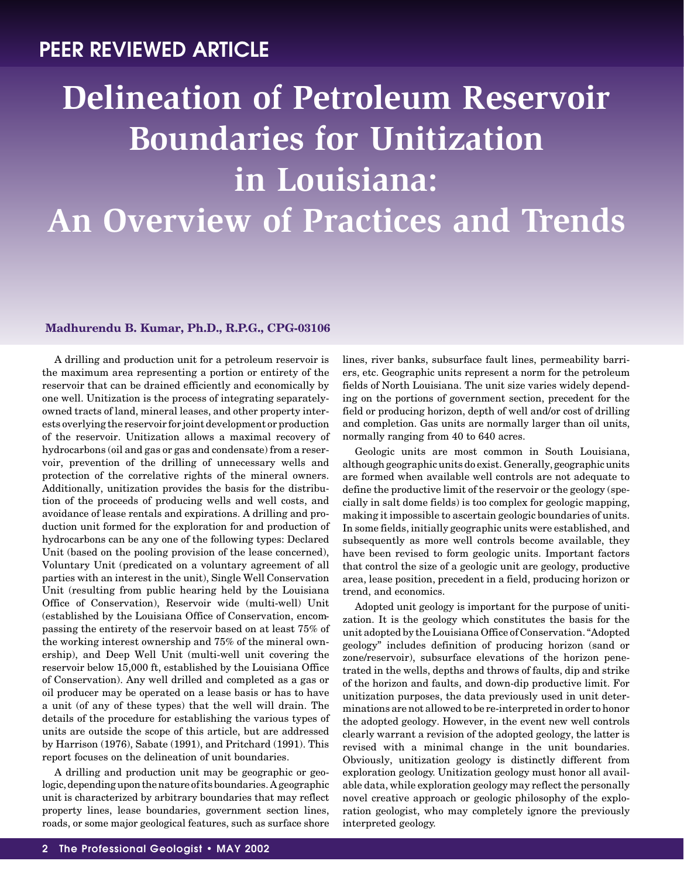PEER REVIEWED ARTICLE

# Delineation of Petroleum Reservoir Boundaries for Unitization in Louisiana: An Overview of Practices and Trends

**Madhurendu B. Kumar, Ph.D., R.P.G., CPG-03106**

A drilling and production unit for a petroleum reservoir is the maximum area representing a portion or entirety of the reservoir that can be drained efficiently and economically by one well. Unitization is the process of integrating separately-owned tracts of land, mineral leases, and other property interests overlying the reservoir for joint development or production of the reservoir. Unitization allows a maximal recovery of hydrocarbons (oil and gas or gas and condensate) from a reservoir, prevention of the drilling of unnecessary wells and protection of the correlative rights of the mineral owners. Additionally, unitization provides the basis for the distribution of the proceeds of producing wells and well costs, and avoidance of lease rentals and expirations. A drilling and production unit formed for the exploration for and production of hydrocarbons can be any one of the following types: Declared Unit (based on the pooling provision of the lease concerned), Voluntary Unit (predicated on a voluntary agreement of all parties with an interest in the unit), Single Well Conservation Unit (resulting from public hearing held by the Louisiana Office of Conservation), Reservoir wide (multi-well) Unit (established by the Louisiana Office of Conservation, encompassing the entirety of the reservoir based on at least 75% of the working interest ownership and 75% of the mineral ownership), and Deep Well Unit (multi-well unit covering the reservoir below 15,000 ft, established by the Louisiana Office of Conservation). Any well drilled and completed as a gas or oil producer may be operated on a lease basis or has to have a unit (of any of these types) that the well will drain. The details of the procedure for establishing the various types of units are outside the scope of this article, but are addressed by Harrison (1976), Sabate (1991), and Pritchard (1991). This report focuses on the delineation of unit boundaries.

A drilling and production unit may be geographic or geologic, depending upon the nature of its boundaries. A geographic unit is characterized by arbitrary boundaries that may reflect property lines, lease boundaries, government section lines, roads, or some major geological features, such as surface shore lines, river banks, subsurface fault lines, permeability barriers, etc. Geographic units represent a norm for the petroleum fields of North Louisiana. The unit size varies widely depending on the portions of government section, precedent for the field or producing horizon, depth of well and/or cost of drilling and completion. Gas units are normally larger than oil units, normally ranging from 40 to 640 acres.

Geologic units are most common in South Louisiana, although geographic units do exist. Generally, geographic units are formed when available well controls are not adequate to define the productive limit of the reservoir or the geology (specially in salt dome fields) is too complex for geologic mapping, making it impossible to ascertain geologic boundaries of units. In some fields, initially geographic units were established, and subsequently as more well controls become available, they have been revised to form geologic units. Important factors that control the size of a geologic unit are geology, productive area, lease position, precedent in a field, producing horizon or trend, and economics.

Adopted unit geology is important for the purpose of unitization. It is the geology which constitutes the basis for the unit adopted by the Louisiana Office of Conservation. "Adopted geology" includes definition of producing horizon (sand or zone/reservoir), subsurface elevations of the horizon penetrated in the wells, depths and throws of faults, dip and strike of the horizon and faults, and down-dip productive limit. For unitization purposes, the data previously used in unit determinations are not allowed to be re-interpreted in order to honor the adopted geology. However, in the event new well controls clearly warrant a revision of the adopted geology, the latter is revised with a minimal change in the unit boundaries. Obviously, unitization geology is distinctly different from exploration geology. Unitization geology must honor all available data, while exploration geology may reflect the personally novel creative approach or geologic philosophy of the exploration geologist, who may completely ignore the previously interpreted geology.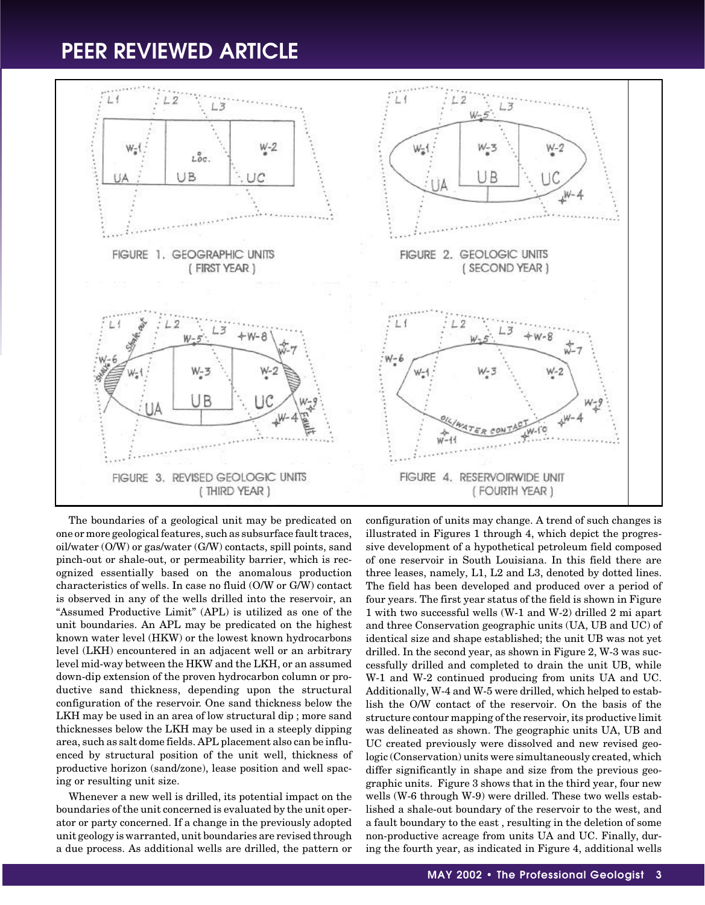FIGURE 1. GEOGRAPHIC UNITS (FIRST YEAR)

FIGURE 2. GEOLOGIC UNITS (SECOND YEAR)

FIGURE 3. REVISED GEOLOGIC UNITS (THIRD YEAR)

FIGURE 4. RESERVOIRWIDE UNIT (FOURTH YEAR)

The boundaries of a geological unit may be predicated on one or more geological features, such as subsurface fault traces, oil/water (O/W) or gas/water (G/W) contacts, spill points, sand pinch-out or shale-out, or permeability barrier, which is recognized essentially based on the anomalous production characteristics of wells. In case no fluid (O/W or G/W) contact is observed in any of the wells drilled into the reservoir, an "Assumed Productive Limit" (APL) is utilized as one of the unit boundaries. An APL may be predicated on the highest known water level (HKW) or the lowest known hydrocarbons level (LKH) encountered in an adjacent well or an arbitrary level mid-way between the HKW and the LKH, or an assumed down-dip extension of the proven hydrocarbon column or productive sand thickness, depending upon the structural configuration of the reservoir. One sand thickness below the LKH may be used in an area of low structural dip ; more sand thicknesses below the LKH may be used in a steeply dipping area, such as salt dome fields. APL placement also can be influenced by structural position of the unit well, thickness of productive horizon (sand/zone), lease position and well spacing or resulting unit size.

Whenever a new well is drilled, its potential impact on the boundaries of the unit concerned is evaluated by the unit operator or party concerned. If a change in the previously adopted unit geology is warranted, unit boundaries are revised through a due process. As additional wells are drilled, the pattern or configuration of units may change. A trend of such changes is illustrated in Figures 1 through 4, which depict the progressive development of a hypothetical petroleum field composed of one reservoir in South Louisiana. In this field there are three leases, namely, L1, L2 and L3, denoted by dotted lines. The field has been developed and produced over a period of four years. The first year status of the field is shown in Figure 1 with two successful wells (W-1 and W-2) drilled 2 mi apart and three Conservation geographic units (UA, UB and UC) of identical size and shape established; the unit UB was not yet drilled. In the second year, as shown in Figure 2, W-3 was successfully drilled and completed to drain the unit UB, while W-1 and W-2 continued producing from units UA and UC. Additionally, W-4 and W-5 were drilled, which helped to establish the O/W contact of the reservoir. On the basis of the structure contour mapping of the reservoir, its productive limit was delineated as shown. The geographic units UA, UB and UC created previously were dissolved and new revised geologic (Conservation) units were simultaneously created, which differ significantly in shape and size from the previous geographic units. Figure 3 shows that in the third year, four new wells (W-6 through W-9) were drilled. These two wells established a shale-out boundary of the reservoir to the west, and a fault boundary to the east , resulting in the deletion of some non-productive acreage from units UA and UC. Finally, during the fourth year, as indicated in Figure 4, additional wells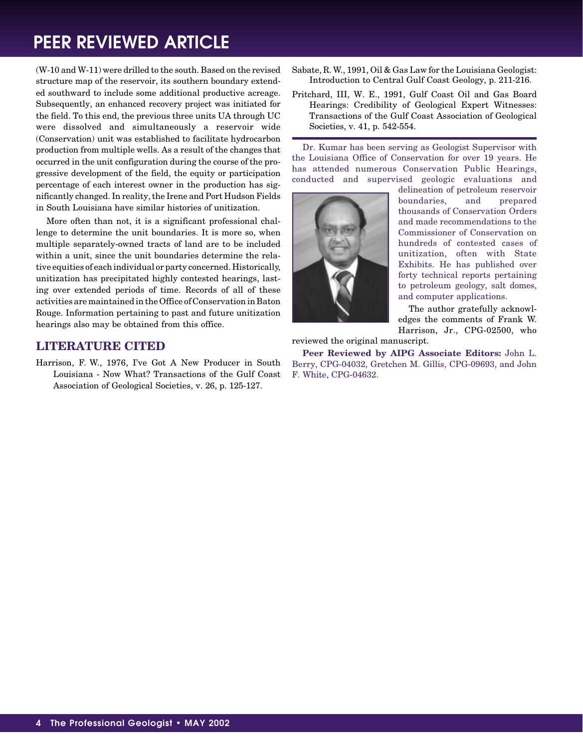(W-10 and W-11) were drilled to the south. Based on the revised structure map of the reservoir, its southern boundary extended southward to include some additional productive acreage. Subsequently, an enhanced recovery project was initiated for the field. To this end, the previous three units UA through UC were dissolved and simultaneously a reservoir wide (Conservation) unit was established to facilitate hydrocarbon production from multiple wells. As a result of the changes that occurred in the unit configuration during the course of the progressive development of the field, the equity or participation percentage of each interest owner in the production has significantly changed. In reality, the Irene and Port Hudson Fields in South Louisiana have similar histories of unitization.

More often than not, it is a significant professional challenge to determine the unit boundaries. It is more so, when multiple separately-owned tracts of land are to be included within a unit, since the unit boundaries determine the relative equities of each individual or party concerned. Historically, unitization has precipitated highly contested hearings, lasting over extended periods of time. Records of all of these activities are maintained in the Office of Conservation in Baton Rouge. Information pertaining to past and future unitization hearings also may be obtained from this office.

## LITERATURE CITED

Harrison, F. W., 1976, I've Got A New Producer in South Louisiana - Now What? Transactions of the Gulf Coast Association of Geological Societies, v. 26, p. 125-127.

Sabate, R. W., 1991, Oil & Gas Law for the Louisiana Geologist: Introduction to Central Gulf Coast Geology, p. 211-216.

Pritchard, III, W. E., 1991, Gulf Coast Oil and Gas Board Hearings: Credibility of Geological Expert Witnesses: Transactions of the Gulf Coast Association of Geological Societies, v. 41, p. 542-554.

Dr. Kumar has been serving as Geologist Supervisor with the Louisiana Office of Conservation for over 19 years. He has attended numerous Conservation Public Hearings, conducted and supervised geologic evaluations and delineation of petroleum reservoir boundaries, and prepared thousands of Conservation Orders and made recommendations to the Commissioner of Conservation on hundreds of contested cases of unitization, often with State Exhibits. He has published over forty technical reports pertaining to petroleum geology, salt domes, and computer applications.

The author gratefully acknowledges the comments of Frank W. Harrison, Jr., CPG-02500, who reviewed the original manuscript.

**Peer Reviewed by AIPG Associate Editors:** John L. Berry, CPG-04032, Gretchen M. Gillis, CPG-09693, and John F. White, CPG-04632.